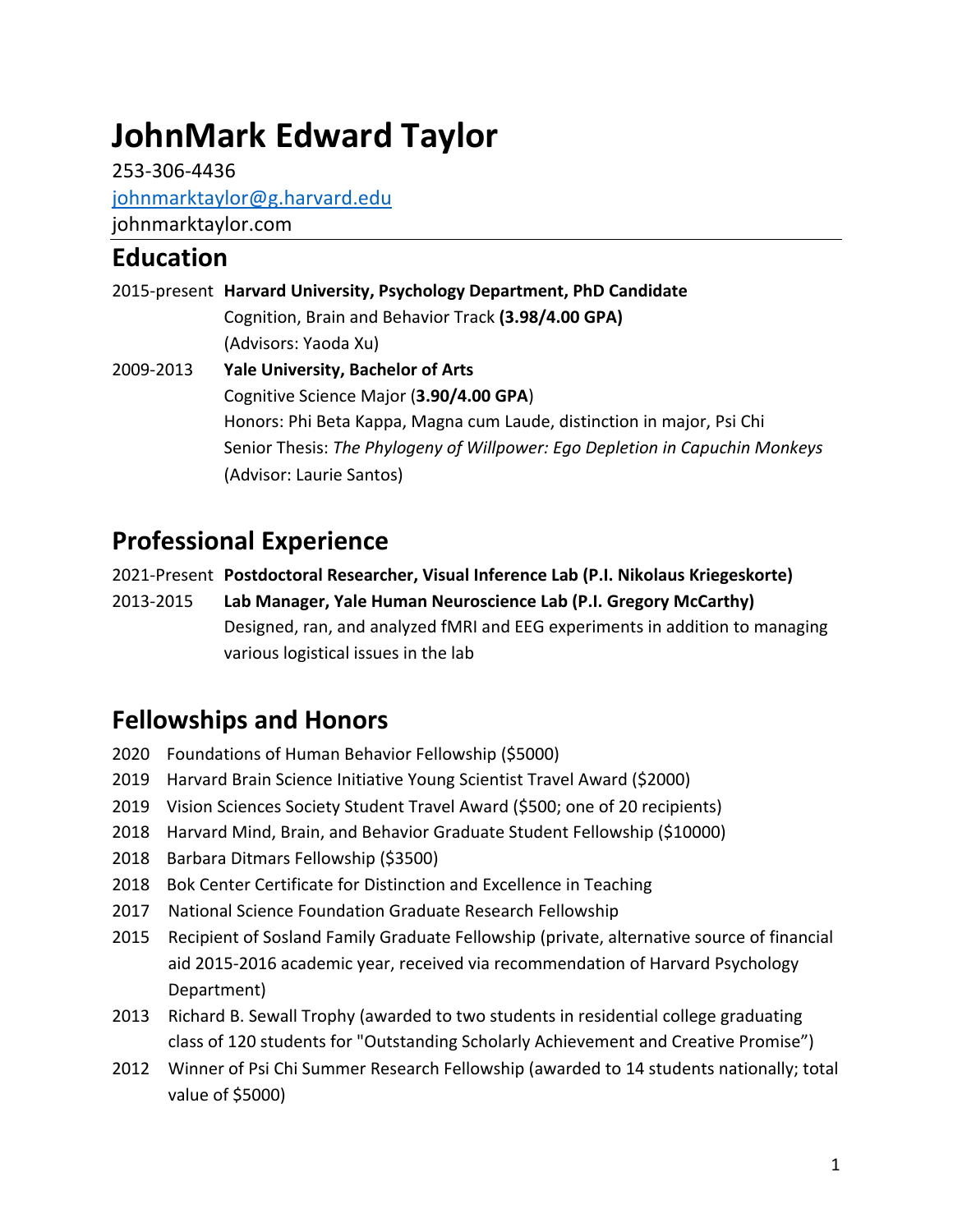# JohnMark Edward Taylor

253-306-4436

johnmarktaylor@g.harvard.edu

johnmarktaylor.com

## Education

2015-present **Harvard University, Psychology Department, PhD Candidate**
Cognition, Brain and Behavior Track **(3.98/4.00 GPA)**
(Advisors: Yaoda Xu)

2009-2013 **Yale University, Bachelor of Arts**
Cognitive Science Major (**3.90/4.00 GPA**)
Honors: Phi Beta Kappa, Magna cum Laude, distinction in major, Psi Chi
Senior Thesis: *The Phylogeny of Willpower: Ego Depletion in Capuchin Monkeys*
(Advisor: Laurie Santos)

## Professional Experience

2021-Present **Postdoctoral Researcher, Visual Inference Lab (P.I. Nikolaus Kriegeskorte)**

2013-2015 **Lab Manager, Yale Human Neuroscience Lab (P.I. Gregory McCarthy)**
Designed, ran, and analyzed fMRI and EEG experiments in addition to managing various logistical issues in the lab

## Fellowships and Honors

- 2020 Foundations of Human Behavior Fellowship ($5000)
- 2019 Harvard Brain Science Initiative Young Scientist Travel Award ($2000)
- 2019 Vision Sciences Society Student Travel Award ($500; one of 20 recipients)
- 2018 Harvard Mind, Brain, and Behavior Graduate Student Fellowship ($10000)
- 2018 Barbara Ditmars Fellowship ($3500)
- 2018 Bok Center Certificate for Distinction and Excellence in Teaching
- 2017 National Science Foundation Graduate Research Fellowship
- 2015 Recipient of Sosland Family Graduate Fellowship (private, alternative source of financial aid 2015-2016 academic year, received via recommendation of Harvard Psychology Department)
- 2013 Richard B. Sewall Trophy (awarded to two students in residential college graduating class of 120 students for "Outstanding Scholarly Achievement and Creative Promise")
- 2012 Winner of Psi Chi Summer Research Fellowship (awarded to 14 students nationally; total value of $5000)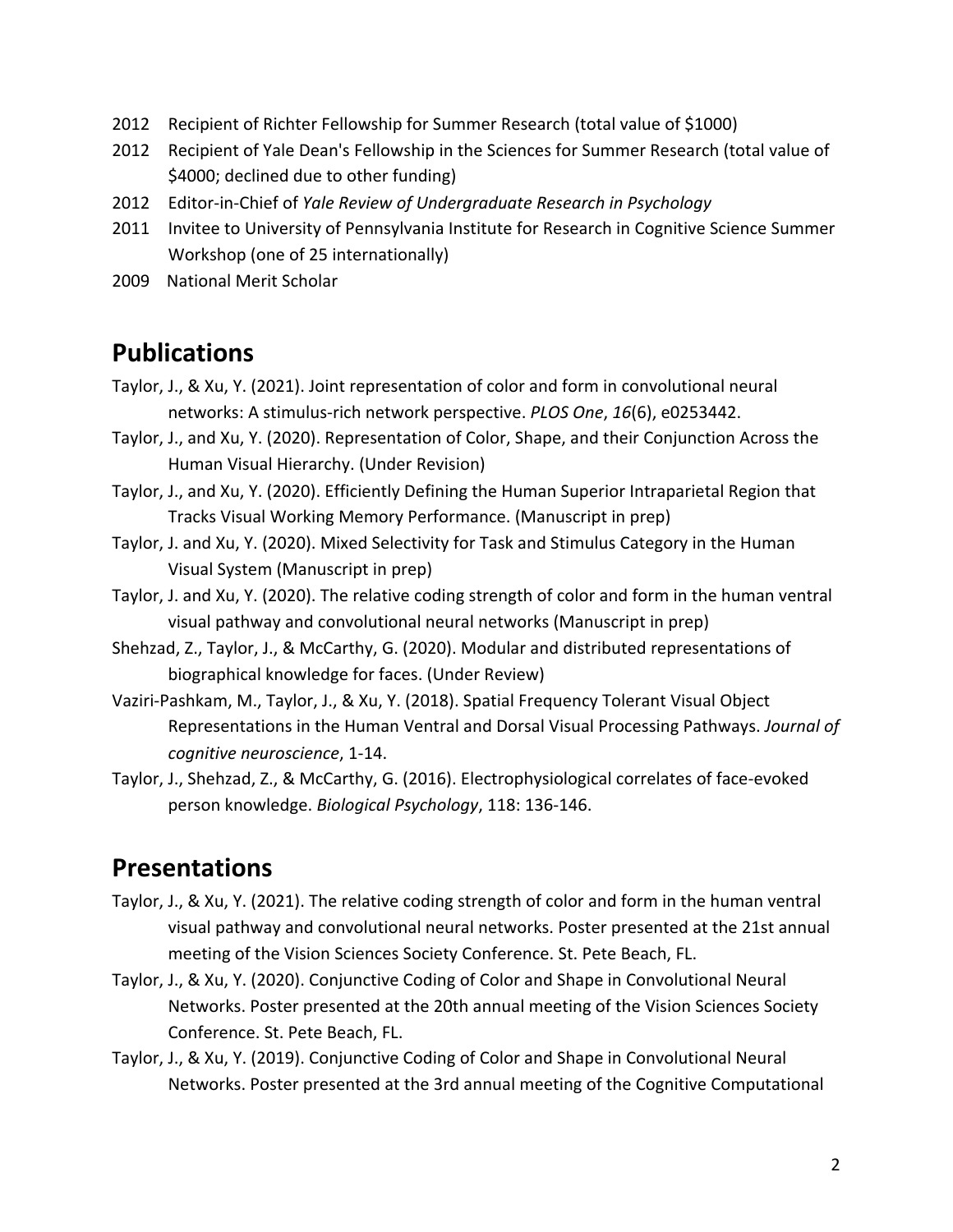- 2012 Recipient of Richter Fellowship for Summer Research (total value of $1000)
- 2012 Recipient of Yale Dean's Fellowship in the Sciences for Summer Research (total value of $4000; declined due to other funding)
- 2012 Editor-in-Chief of *Yale Review of Undergraduate Research in Psychology*
- 2011 Invitee to University of Pennsylvania Institute for Research in Cognitive Science Summer Workshop (one of 25 internationally)
- 2009 National Merit Scholar

## Publications

Taylor, J., & Xu, Y. (2021). Joint representation of color and form in convolutional neural networks: A stimulus-rich network perspective. *PLOS One*, *16*(6), e0253442.

Taylor, J., and Xu, Y. (2020). Representation of Color, Shape, and their Conjunction Across the Human Visual Hierarchy. (Under Revision)

Taylor, J., and Xu, Y. (2020). Efficiently Defining the Human Superior Intraparietal Region that Tracks Visual Working Memory Performance. (Manuscript in prep)

Taylor, J. and Xu, Y. (2020). Mixed Selectivity for Task and Stimulus Category in the Human Visual System (Manuscript in prep)

Taylor, J. and Xu, Y. (2020). The relative coding strength of color and form in the human ventral visual pathway and convolutional neural networks (Manuscript in prep)

Shehzad, Z., Taylor, J., & McCarthy, G. (2020). Modular and distributed representations of biographical knowledge for faces. (Under Review)

Vaziri-Pashkam, M., Taylor, J., & Xu, Y. (2018). Spatial Frequency Tolerant Visual Object Representations in the Human Ventral and Dorsal Visual Processing Pathways. *Journal of cognitive neuroscience*, 1-14.

Taylor, J., Shehzad, Z., & McCarthy, G. (2016). Electrophysiological correlates of face-evoked person knowledge. *Biological Psychology*, 118: 136-146.

## Presentations

Taylor, J., & Xu, Y. (2021). The relative coding strength of color and form in the human ventral visual pathway and convolutional neural networks. Poster presented at the 21st annual meeting of the Vision Sciences Society Conference. St. Pete Beach, FL.

Taylor, J., & Xu, Y. (2020). Conjunctive Coding of Color and Shape in Convolutional Neural Networks. Poster presented at the 20th annual meeting of the Vision Sciences Society Conference. St. Pete Beach, FL.

Taylor, J., & Xu, Y. (2019). Conjunctive Coding of Color and Shape in Convolutional Neural Networks. Poster presented at the 3rd annual meeting of the Cognitive Computational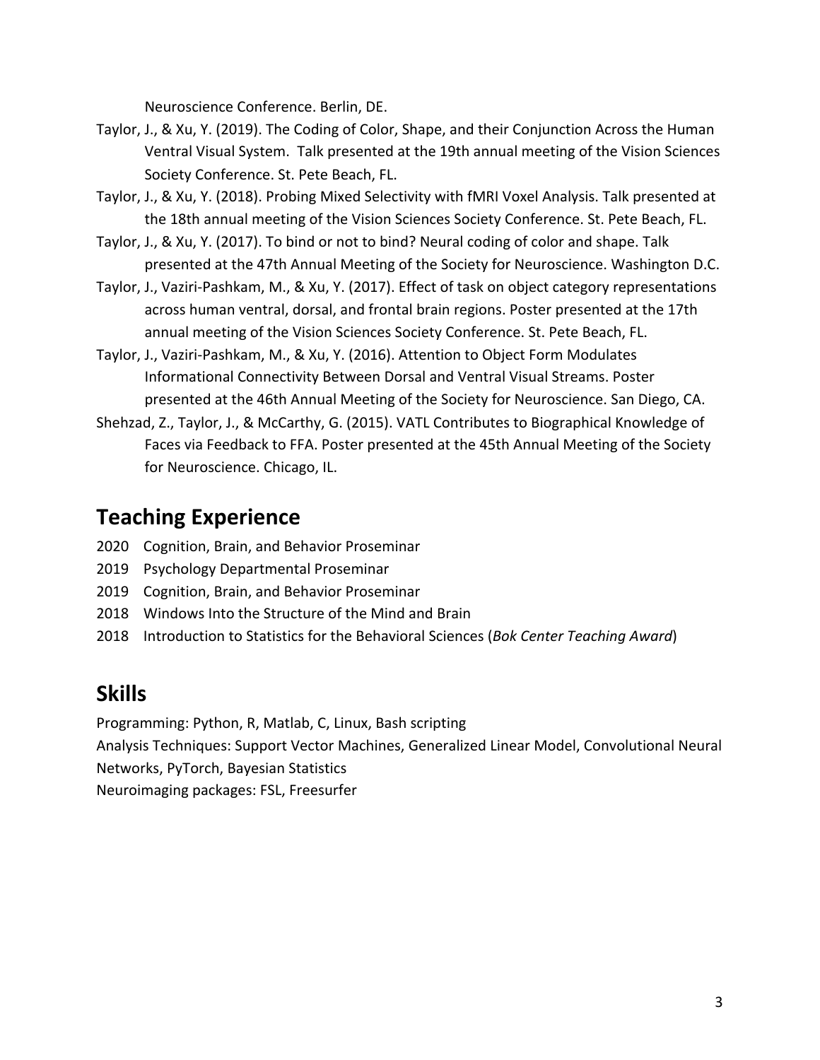Neuroscience Conference. Berlin, DE.

Taylor, J., & Xu, Y. (2019). The Coding of Color, Shape, and their Conjunction Across the Human Ventral Visual System. Talk presented at the 19th annual meeting of the Vision Sciences Society Conference. St. Pete Beach, FL.

Taylor, J., & Xu, Y. (2018). Probing Mixed Selectivity with fMRI Voxel Analysis. Talk presented at the 18th annual meeting of the Vision Sciences Society Conference. St. Pete Beach, FL.

Taylor, J., & Xu, Y. (2017). To bind or not to bind? Neural coding of color and shape. Talk presented at the 47th Annual Meeting of the Society for Neuroscience. Washington D.C.

Taylor, J., Vaziri-Pashkam, M., & Xu, Y. (2017). Effect of task on object category representations across human ventral, dorsal, and frontal brain regions. Poster presented at the 17th annual meeting of the Vision Sciences Society Conference. St. Pete Beach, FL.

Taylor, J., Vaziri-Pashkam, M., & Xu, Y. (2016). Attention to Object Form Modulates Informational Connectivity Between Dorsal and Ventral Visual Streams. Poster presented at the 46th Annual Meeting of the Society for Neuroscience. San Diego, CA.

Shehzad, Z., Taylor, J., & McCarthy, G. (2015). VATL Contributes to Biographical Knowledge of Faces via Feedback to FFA. Poster presented at the 45th Annual Meeting of the Society for Neuroscience. Chicago, IL.

## Teaching Experience

2020 Cognition, Brain, and Behavior Proseminar
2019 Psychology Departmental Proseminar
2019 Cognition, Brain, and Behavior Proseminar
2018 Windows Into the Structure of the Mind and Brain
2018 Introduction to Statistics for the Behavioral Sciences (*Bok Center Teaching Award*)

## Skills

Programming: Python, R, Matlab, C, Linux, Bash scripting
Analysis Techniques: Support Vector Machines, Generalized Linear Model, Convolutional Neural Networks, PyTorch, Bayesian Statistics
Neuroimaging packages: FSL, Freesurfer